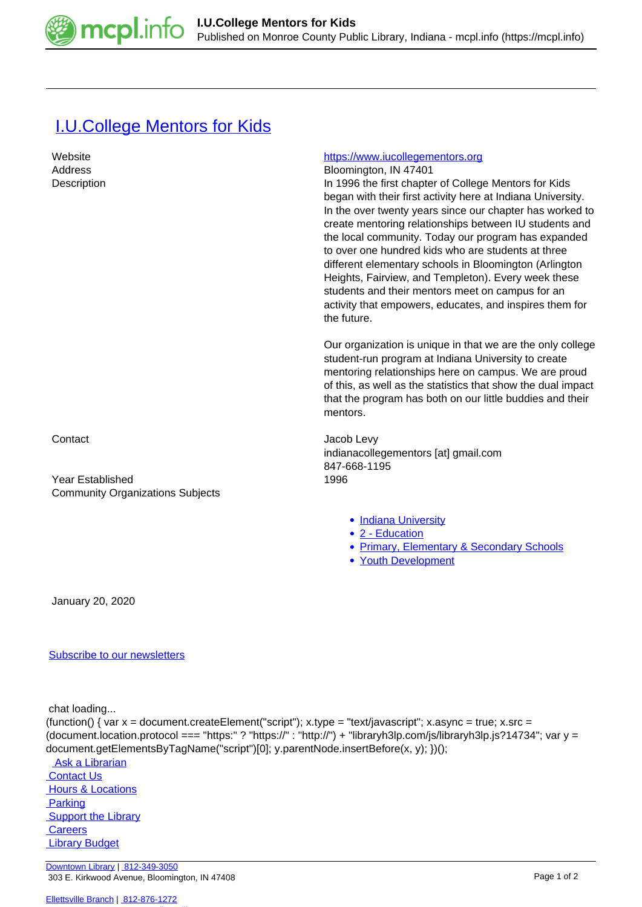# I.U.College Mentors for Kids

| | |
|---|---|
| Website | https://www.iucollegementors.org |
| Address | Bloomington, IN 47401 |
| Description | In 1996 the first chapter of College Mentors for Kids began with their first activity here at Indiana University. In the over twenty years since our chapter has worked to create mentoring relationships between IU students and the local community. Today our program has expanded to over one hundred kids who are students at three different elementary schools in Bloomington (Arlington Heights, Fairview, and Templeton). Every week these students and their mentors meet on campus for an activity that empowers, educates, and inspires them for the future.<br><br>Our organization is unique in that we are the only college student-run program at Indiana University to create mentoring relationships here on campus. We are proud of this, as well as the statistics that show the dual impact that the program has both on our little buddies and their mentors. |
| Contact | Jacob Levy<br>indianacollegementors [at] gmail.com<br>847-668-1195 |
| Year Established | 1996 |
| Community Organizations Subjects | |

- Indiana University
- 2 - Education
- Primary, Elementary & Secondary Schools
- Youth Development

January 20, 2020

Subscribe to our newsletters

chat loading...

```
(function() { var x = document.createElement("script"); x.type = "text/javascript"; x.async = true; x.src = (document.location.protocol === "https:" ? "https://" : "http://") + "libraryh3lp.com/js/libraryh3lp.js?14734"; var y = document.getElementsByTagName("script")[0]; y.parentNode.insertBefore(x, y); })();
```

Ask a Librarian
Contact Us
Hours & Locations
Parking
Support the Library
Careers
Library Budget

Downtown Library | 812-349-3050
303 E. Kirkwood Avenue, Bloomington, IN 47408

Ellettsville Branch | 812-876-1272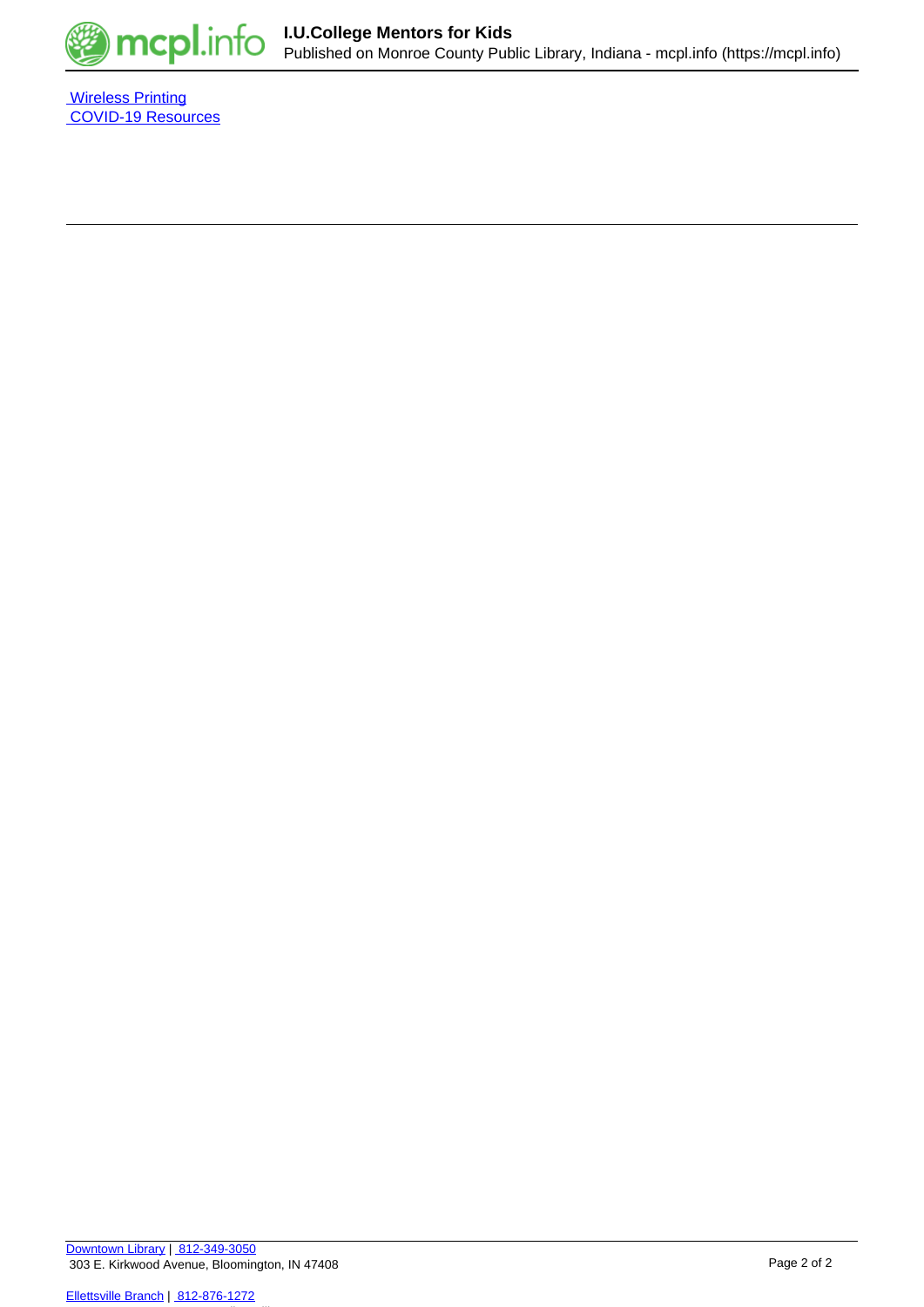[Wireless Printing]
[COVID-19 Resources]

---

[Downtown Library] | [812-349-3050]
303 E. Kirkwood Avenue, Bloomington, IN 47408

[Ellettsville Branch] | [812-876-1272]